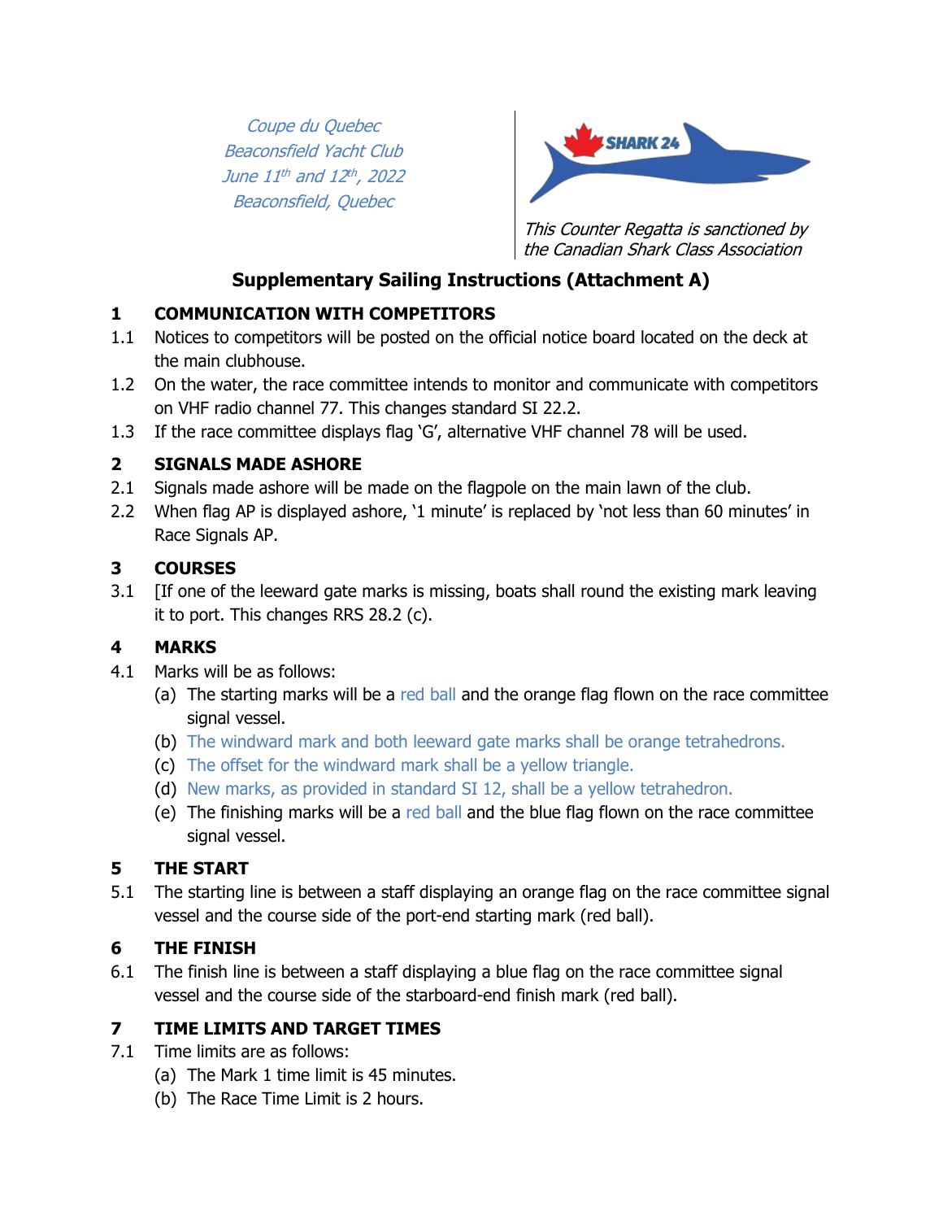*Coupe du Quebec*
*Beaconsfield Yacht Club*
*June 11th and 12th, 2022*
*Beaconsfield, Quebec*

SHARK 24

*This Counter Regatta is sanctioned by the Canadian Shark Class Association*

## Supplementary Sailing Instructions (Attachment A)

### 1 COMMUNICATION WITH COMPETITORS

1.1 Notices to competitors will be posted on the official notice board located on the deck at the main clubhouse.

1.2 On the water, the race committee intends to monitor and communicate with competitors on VHF radio channel 77. This changes standard SI 22.2.

1.3 If the race committee displays flag 'G', alternative VHF channel 78 will be used.

### 2 SIGNALS MADE ASHORE

2.1 Signals made ashore will be made on the flagpole on the main lawn of the club.

2.2 When flag AP is displayed ashore, '1 minute' is replaced by 'not less than 60 minutes' in Race Signals AP.

### 3 COURSES

3.1 [If one of the leeward gate marks is missing, boats shall round the existing mark leaving it to port. This changes RRS 28.2 (c).

### 4 MARKS

4.1 Marks will be as follows:

(a) The starting marks will be a red ball and the orange flag flown on the race committee signal vessel.

(b) The windward mark and both leeward gate marks shall be orange tetrahedrons.

(c) The offset for the windward mark shall be a yellow triangle.

(d) New marks, as provided in standard SI 12, shall be a yellow tetrahedron.

(e) The finishing marks will be a red ball and the blue flag flown on the race committee signal vessel.

### 5 THE START

5.1 The starting line is between a staff displaying an orange flag on the race committee signal vessel and the course side of the port-end starting mark (red ball).

### 6 THE FINISH

6.1 The finish line is between a staff displaying a blue flag on the race committee signal vessel and the course side of the starboard-end finish mark (red ball).

### 7 TIME LIMITS AND TARGET TIMES

7.1 Time limits are as follows:

(a) The Mark 1 time limit is 45 minutes.

(b) The Race Time Limit is 2 hours.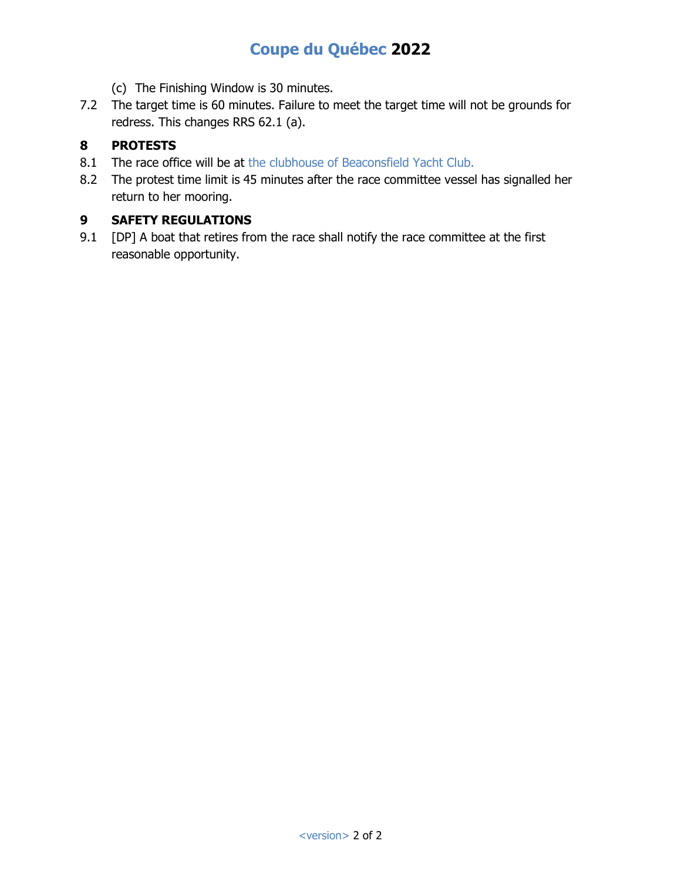(c) The Finishing Window is 30 minutes.

7.2 The target time is 60 minutes. Failure to meet the target time will not be grounds for redress. This changes RRS 62.1 (a).

## 8 PROTESTS

8.1 The race office will be at the clubhouse of Beaconsfield Yacht Club.

8.2 The protest time limit is 45 minutes after the race committee vessel has signalled her return to her mooring.

## 9 SAFETY REGULATIONS

9.1 [DP] A boat that retires from the race shall notify the race committee at the first reasonable opportunity.